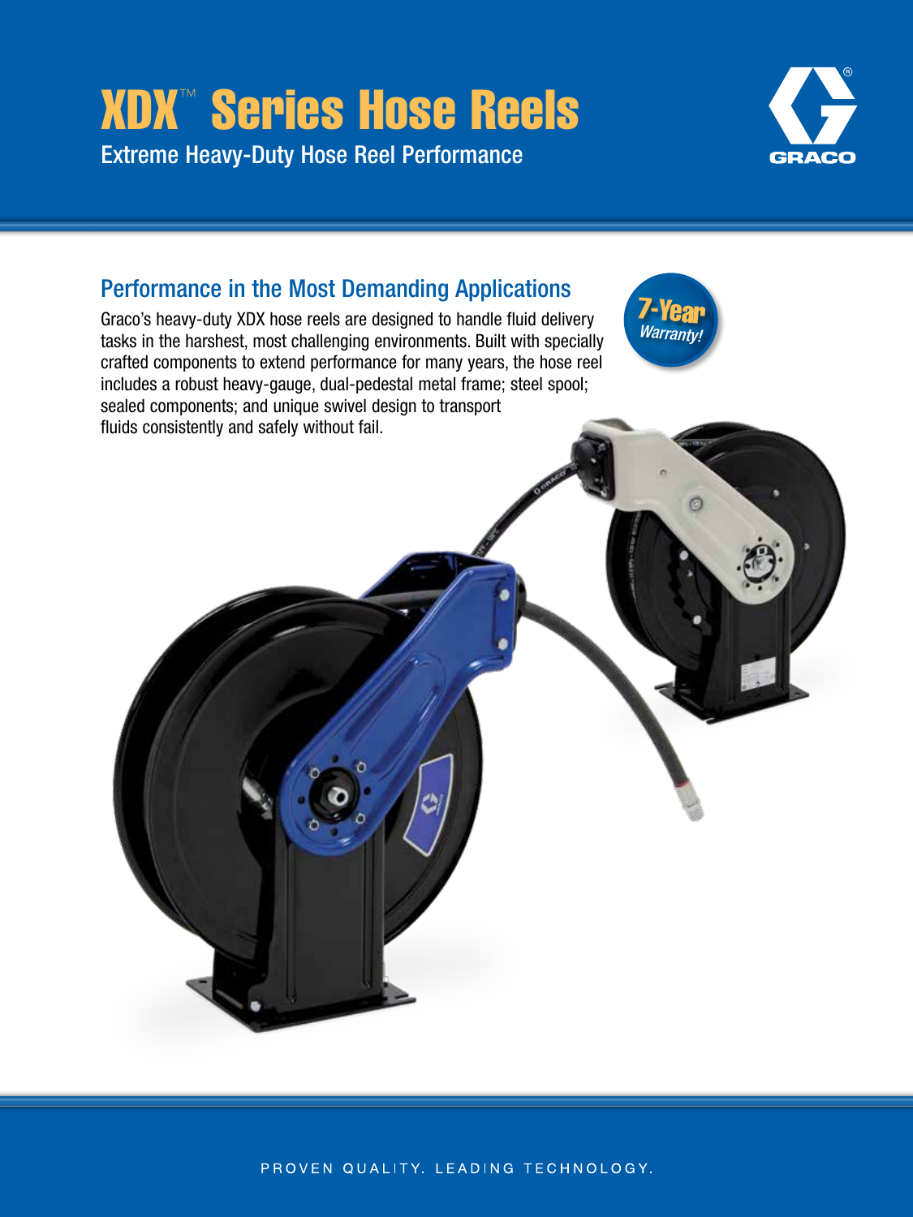# XDX™ Series Hose Reels

Extreme Heavy-Duty Hose Reel Performance

GRACO

## Performance in the Most Demanding Applications

Graco's heavy-duty XDX hose reels are designed to handle fluid delivery tasks in the harshest, most challenging environments. Built with specially crafted components to extend performance for many years, the hose reel includes a robust heavy-gauge, dual-pedestal metal frame; steel spool; sealed components; and unique swivel design to transport fluids consistently and safely without fail.

**7-Year** *Warranty!*

PROVEN QUALITY. LEADING TECHNOLOGY.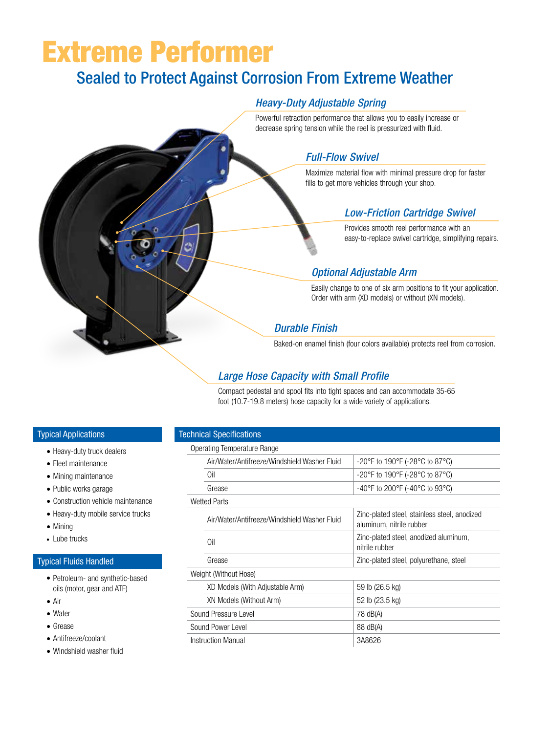# Extreme Performer

## Sealed to Protect Against Corrosion From Extreme Weather

### *Heavy-Duty Adjustable Spring*

Powerful retraction performance that allows you to easily increase or decrease spring tension while the reel is pressurized with fluid.

### *Full-Flow Swivel*

Maximize material flow with minimal pressure drop for faster fills to get more vehicles through your shop.

### *Low-Friction Cartridge Swivel*

Provides smooth reel performance with an easy-to-replace swivel cartridge, simplifying repairs.

### *Optional Adjustable Arm*

Easily change to one of six arm positions to fit your application. Order with arm (XD models) or without (XN models).

### *Durable Finish*

Baked-on enamel finish (four colors available) protects reel from corrosion.

### *Large Hose Capacity with Small Profile*

Compact pedestal and spool fits into tight spaces and can accommodate 35-65 foot (10.7-19.8 meters) hose capacity for a wide variety of applications.

## Typical Applications

- Heavy-duty truck dealers
- Fleet maintenance
- Mining maintenance
- Public works garage
- Construction vehicle maintenance
- Heavy-duty mobile service trucks
- Mining
- Lube trucks

## Typical Fluids Handled

- Petroleum- and synthetic-based oils (motor, gear and ATF)
- Air
- Water
- Grease
- Antifreeze/coolant
- Windshield washer fluid

## Technical Specifications

| | |
|---|---|
| **Operating Temperature Range** | |
| Air/Water/Antifreeze/Windshield Washer Fluid | -20°F to 190°F (-28°C to 87°C) |
| Oil | -20°F to 190°F (-28°C to 87°C) |
| Grease | -40°F to 200°F (-40°C to 93°C) |
| **Wetted Parts** | |
| Air/Water/Antifreeze/Windshield Washer Fluid | Zinc-plated steel, stainless steel, anodized aluminum, nitrile rubber |
| Oil | Zinc-plated steel, anodized aluminum, nitrile rubber |
| Grease | Zinc-plated steel, polyurethane, steel |
| **Weight (Without Hose)** | |
| XD Models (With Adjustable Arm) | 59 lb (26.5 kg) |
| XN Models (Without Arm) | 52 lb (23.5 kg) |
| Sound Pressure Level | 78 dB(A) |
| Sound Power Level | 88 dB(A) |
| Instruction Manual | 3A8626 |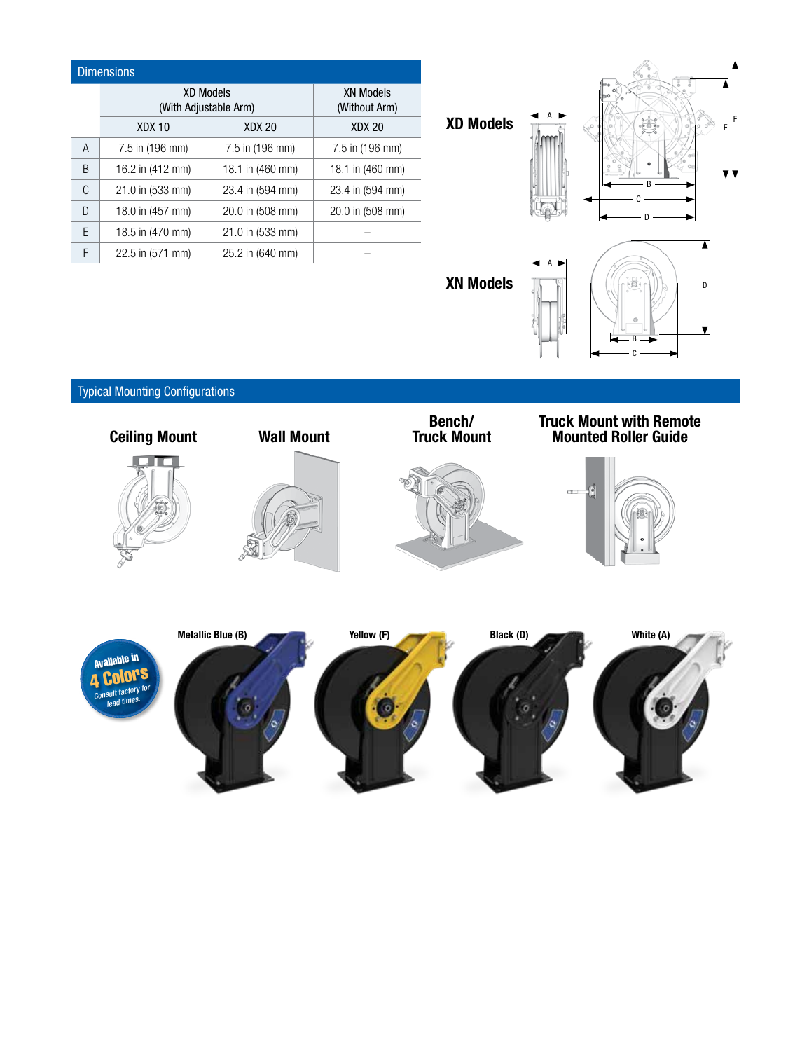## Dimensions

| | XD Models (With Adjustable Arm) | | XN Models (Without Arm) |
|---|---|---|---|
| | XDX 10 | XDX 20 | XDX 20 |
| A | 7.5 in (196 mm) | 7.5 in (196 mm) | 7.5 in (196 mm) |
| B | 16.2 in (412 mm) | 18.1 in (460 mm) | 18.1 in (460 mm) |
| C | 21.0 in (533 mm) | 23.4 in (594 mm) | 23.4 in (594 mm) |
| D | 18.0 in (457 mm) | 20.0 in (508 mm) | 20.0 in (508 mm) |
| E | 18.5 in (470 mm) | 21.0 in (533 mm) | – |
| F | 22.5 in (571 mm) | 25.2 in (640 mm) | – |

**XD Models**

**XN Models**

## Typical Mounting Configurations

**Ceiling Mount**

**Wall Mount**

**Bench/ Truck Mount**

**Truck Mount with Remote Mounted Roller Guide**

Available in 4 Colors
Consult factory for lead times.

**Metallic Blue (B)**

**Yellow (F)**

**Black (D)**

**White (A)**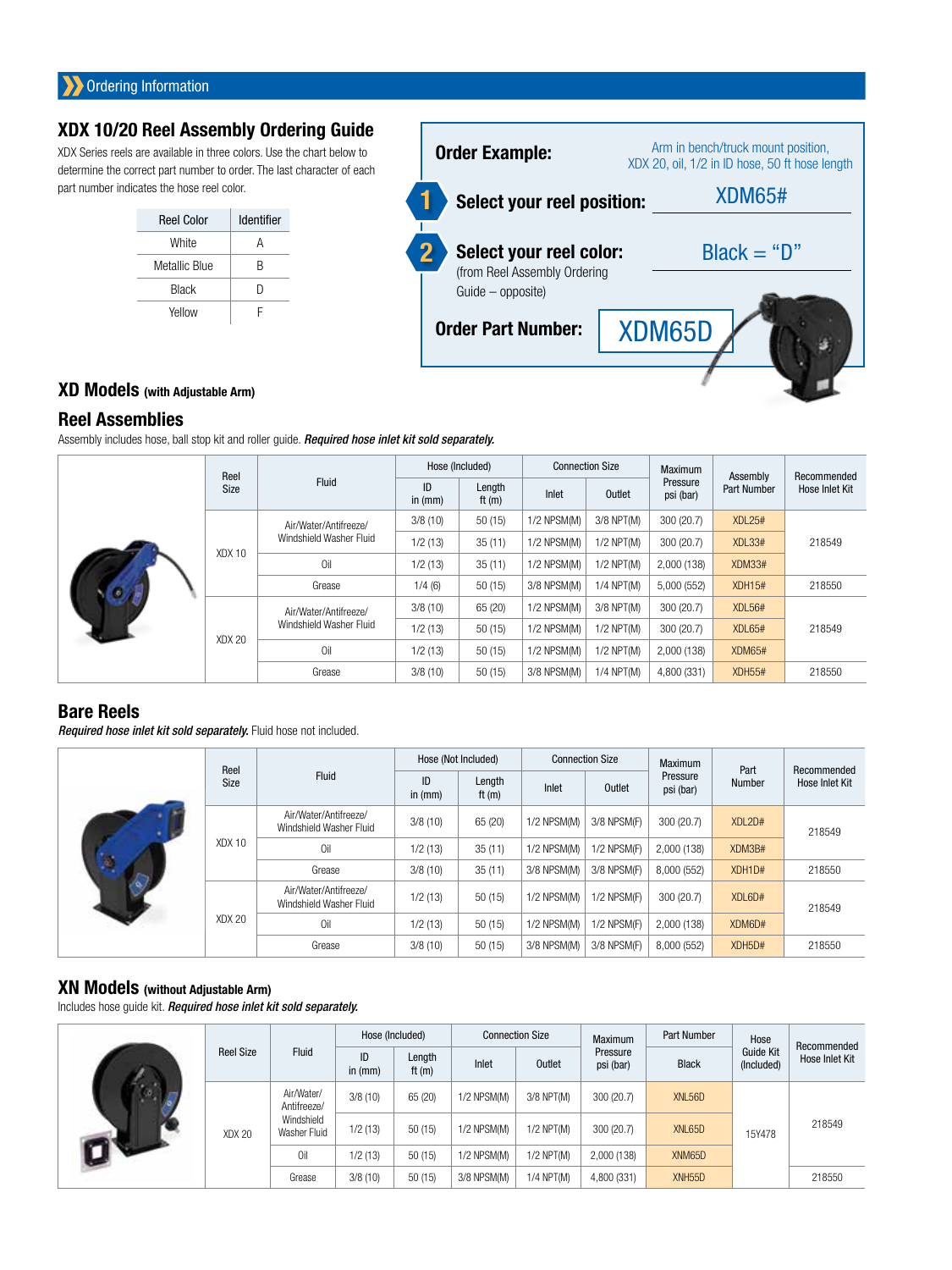## Ordering Information

### XDX 10/20 Reel Assembly Ordering Guide

XDX Series reels are available in three colors. Use the chart below to determine the correct part number to order. The last character of each part number indicates the hose reel color.

| Reel Color | Identifier |
|---|---|
| White | A |
| Metallic Blue | B |
| Black | D |
| Yellow | F |

**Order Example:** Arm in bench/truck mount position, XDX 20, oil, 1/2 in ID hose, 50 ft hose length

1. **Select your reel position:** XDM65#
2. **Select your reel color:** (from Reel Assembly Ordering Guide – opposite) Black = "D"

**Order Part Number:** XDM65D

## XD Models (with Adjustable Arm)

### Reel Assemblies

Assembly includes hose, ball stop kit and roller guide. ***Required hose inlet kit sold separately.***

| Reel Size | Fluid | Hose (Included) | | Connection Size | | Maximum Pressure psi (bar) | Assembly Part Number | Recommended Hose Inlet Kit |
|---|---|---|---|---|---|---|---|---|
| | | ID in (mm) | Length ft (m) | Inlet | Outlet | | | |
| XDX 10 | Air/Water/Antifreeze/ Windshield Washer Fluid | 3/8 (10) | 50 (15) | 1/2 NPSM(M) | 3/8 NPT(M) | 300 (20.7) | XDL25# | 218549 |
| | | 1/2 (13) | 35 (11) | 1/2 NPSM(M) | 1/2 NPT(M) | 300 (20.7) | XDL33# | |
| | Oil | 1/2 (13) | 35 (11) | 1/2 NPSM(M) | 1/2 NPT(M) | 2,000 (138) | XDM33# | |
| | Grease | 1/4 (6) | 50 (15) | 3/8 NPSM(M) | 1/4 NPT(M) | 5,000 (552) | XDH15# | 218550 |
| XDX 20 | Air/Water/Antifreeze/ Windshield Washer Fluid | 3/8 (10) | 65 (20) | 1/2 NPSM(M) | 3/8 NPT(M) | 300 (20.7) | XDL56# | 218549 |
| | | 1/2 (13) | 50 (15) | 1/2 NPSM(M) | 1/2 NPT(M) | 300 (20.7) | XDL65# | |
| | Oil | 1/2 (13) | 50 (15) | 1/2 NPSM(M) | 1/2 NPT(M) | 2,000 (138) | XDM65# | |
| | Grease | 3/8 (10) | 50 (15) | 3/8 NPSM(M) | 1/4 NPT(M) | 4,800 (331) | XDH55# | 218550 |

### Bare Reels

***Required hose inlet kit sold separately.*** Fluid hose not included.

| Reel Size | Fluid | Hose (Not Included) | | Connection Size | | Maximum Pressure psi (bar) | Part Number | Recommended Hose Inlet Kit |
|---|---|---|---|---|---|---|---|---|
| | | ID in (mm) | Length ft (m) | Inlet | Outlet | | | |
| XDX 10 | Air/Water/Antifreeze/ Windshield Washer Fluid | 3/8 (10) | 65 (20) | 1/2 NPSM(M) | 3/8 NPSM(F) | 300 (20.7) | XDL2D# | 218549 |
| | Oil | 1/2 (13) | 35 (11) | 1/2 NPSM(M) | 1/2 NPSM(F) | 2,000 (138) | XDM3B# | |
| | Grease | 3/8 (10) | 35 (11) | 3/8 NPSM(M) | 3/8 NPSM(F) | 8,000 (552) | XDH1D# | 218550 |
| XDX 20 | Air/Water/Antifreeze/ Windshield Washer Fluid | 1/2 (13) | 50 (15) | 1/2 NPSM(M) | 1/2 NPSM(F) | 300 (20.7) | XDL6D# | 218549 |
| | Oil | 1/2 (13) | 50 (15) | 1/2 NPSM(M) | 1/2 NPSM(F) | 2,000 (138) | XDM6D# | |
| | Grease | 3/8 (10) | 50 (15) | 3/8 NPSM(M) | 3/8 NPSM(F) | 8,000 (552) | XDH5D# | 218550 |

## XN Models (without Adjustable Arm)

Includes hose guide kit. ***Required hose inlet kit sold separately.***

| Reel Size | Fluid | Hose (Included) | | Connection Size | | Maximum Pressure psi (bar) | Part Number | Hose Guide Kit (Included) | Recommended Hose Inlet Kit |
|---|---|---|---|---|---|---|---|---|---|
| | | ID in (mm) | Length ft (m) | Inlet | Outlet | | Black | | |
| XDX 20 | Air/Water/ Antifreeze/ Windshield Washer Fluid | 3/8 (10) | 65 (20) | 1/2 NPSM(M) | 3/8 NPT(M) | 300 (20.7) | XNL56D | 15Y478 | 218549 |
| | | 1/2 (13) | 50 (15) | 1/2 NPSM(M) | 1/2 NPT(M) | 300 (20.7) | XNL65D | | |
| | Oil | 1/2 (13) | 50 (15) | 1/2 NPSM(M) | 1/2 NPT(M) | 2,000 (138) | XNM65D | | |
| | Grease | 3/8 (10) | 50 (15) | 3/8 NPSM(M) | 1/4 NPT(M) | 4,800 (331) | XNH55D | | 218550 |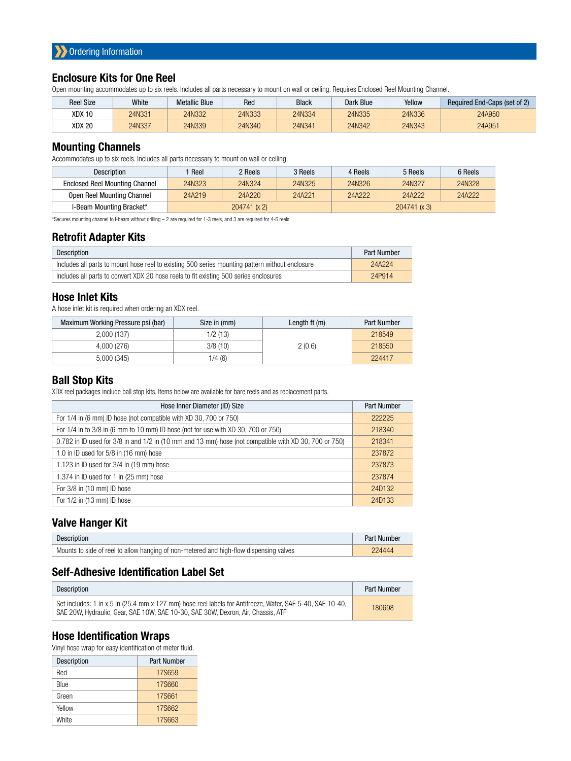## Ordering Information

### Enclosure Kits for One Reel

Open mounting accommodates up to six reels. Includes all parts necessary to mount on wall or ceiling. Requires Enclosed Reel Mounting Channel.

| Reel Size | White | Metallic Blue | Red | Black | Dark Blue | Yellow | Required End-Caps (set of 2) |
|---|---|---|---|---|---|---|---|
| XDX 10 | 24N331 | 24N332 | 24N333 | 24N334 | 24N335 | 24N336 | 24A950 |
| XDX 20 | 24N337 | 24N339 | 24N340 | 24N341 | 24N342 | 24N343 | 24A951 |

### Mounting Channels

Accommodates up to six reels. Includes all parts necessary to mount on wall or ceiling.

| Description | 1 Reel | 2 Reels | 3 Reels | 4 Reels | 5 Reels | 6 Reels |
|---|---|---|---|---|---|---|
| Enclosed Reel Mounting Channel | 24N323 | 24N324 | 24N325 | 24N326 | 24N327 | 24N328 |
| Open Reel Mounting Channel | 24A219 | 24A220 | 24A221 | 24A222 | 24A222 | 24A222 |
| I-Beam Mounting Bracket* | 204741 (x 2) | | | 204741 (x 3) | | |

*Secures mounting channel to I-beam without drilling – 2 are required for 1-3 reels, and 3 are required for 4-6 reels.

### Retrofit Adapter Kits

| Description | Part Number |
|---|---|
| Includes all parts to mount hose reel to existing 500 series mounting pattern without enclosure | 24A224 |
| Includes all parts to convert XDX 20 hose reels to fit existing 500 series enclosures | 24P914 |

### Hose Inlet Kits

A hose inlet kit is required when ordering an XDX reel.

| Maximum Working Pressure psi (bar) | Size in (mm) | Length ft (m) | Part Number |
|---|---|---|---|
| 2,000 (137) | 1/2 (13) | 2 (0.6) | 218549 |
| 4,000 (276) | 3/8 (10) | | 218550 |
| 5,000 (345) | 1/4 (6) | | 224417 |

### Ball Stop Kits

XDX reel packages include ball stop kits. Items below are available for bare reels and as replacement parts.

| Hose Inner Diameter (ID) Size | Part Number |
|---|---|
| For 1/4 in (6 mm) ID hose (not compatible with XD 30, 700 or 750) | 222225 |
| For 1/4 in to 3/8 in (6 mm to 10 mm) ID hose (not for use with XD 30, 700 or 750) | 218340 |
| 0.782 in ID used for 3/8 in and 1/2 in (10 mm and 13 mm) hose (not compatible with XD 30, 700 or 750) | 218341 |
| 1.0 in ID used for 5/8 in (16 mm) hose | 237872 |
| 1.123 in ID used for 3/4 in (19 mm) hose | 237873 |
| 1.374 in ID used for 1 in (25 mm) hose | 237874 |
| For 3/8 in (10 mm) ID hose | 24D132 |
| For 1/2 in (13 mm) ID hose | 24D133 |

### Valve Hanger Kit

| Description | Part Number |
|---|---|
| Mounts to side of reel to allow hanging of non-metered and high-flow dispensing valves | 224444 |

### Self-Adhesive Identification Label Set

| Description | Part Number |
|---|---|
| Set includes: 1 in x 5 in (25.4 mm x 127 mm) hose reel labels for Antifreeze, Water, SAE 5-40, SAE 10-40, SAE 20W, Hydraulic, Gear, SAE 10W, SAE 10-30, SAE 30W, Dexron, Air, Chassis, ATF | 180698 |

### Hose Identification Wraps

Vinyl hose wrap for easy identification of meter fluid.

| Description | Part Number |
|---|---|
| Red | 17S659 |
| Blue | 17S660 |
| Green | 17S661 |
| Yellow | 17S662 |
| White | 17S663 |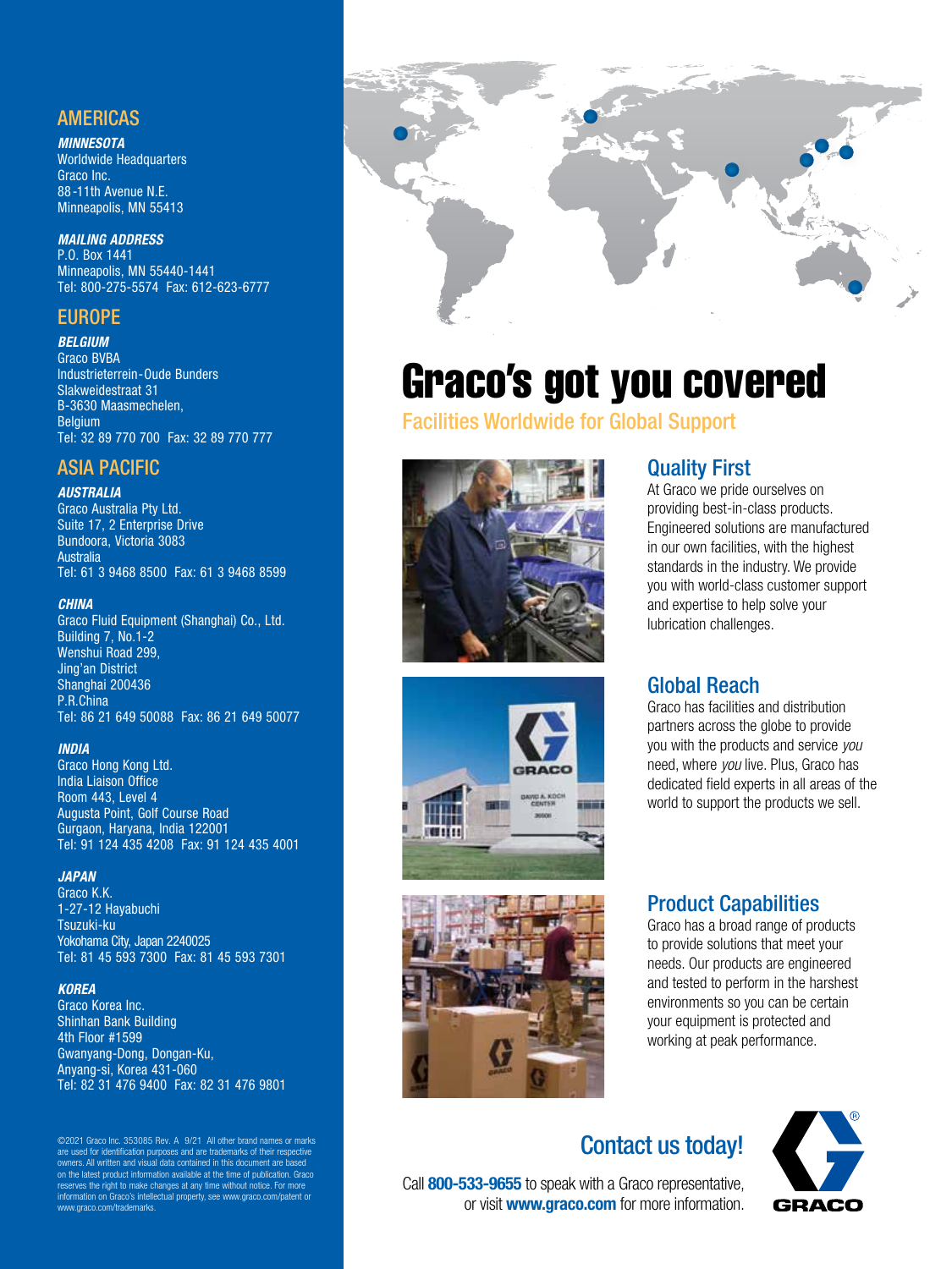## AMERICAS

***MINNESOTA***
Worldwide Headquarters
Graco Inc.
88-11th Avenue N.E.
Minneapolis, MN 55413

***MAILING ADDRESS***
P.O. Box 1441
Minneapolis, MN 55440-1441
Tel: 800-275-5574 Fax: 612-623-6777

## EUROPE

***BELGIUM***
Graco BVBA
Industrieterrein-Oude Bunders
Slakweidestraat 31
B-3630 Maasmechelen,
Belgium
Tel: 32 89 770 700 Fax: 32 89 770 777

## ASIA PACIFIC

***AUSTRALIA***
Graco Australia Pty Ltd.
Suite 17, 2 Enterprise Drive
Bundoora, Victoria 3083
Australia
Tel: 61 3 9468 8500 Fax: 61 3 9468 8599

***CHINA***
Graco Fluid Equipment (Shanghai) Co., Ltd.
Building 7, No.1-2
Wenshui Road 299,
Jing'an District
Shanghai 200436
P.R.China
Tel: 86 21 649 50088 Fax: 86 21 649 50077

***INDIA***
Graco Hong Kong Ltd.
India Liaison Office
Room 443, Level 4
Augusta Point, Golf Course Road
Gurgaon, Haryana, India 122001
Tel: 91 124 435 4208 Fax: 91 124 435 4001

***JAPAN***
Graco K.K.
1-27-12 Hayabuchi
Tsuzuki-ku
Yokohama City, Japan 2240025
Tel: 81 45 593 7300 Fax: 81 45 593 7301

***KOREA***
Graco Korea Inc.
Shinhan Bank Building
4th Floor #1599
Gwanyang-Dong, Dongan-Ku,
Anyang-si, Korea 431-060
Tel: 82 31 476 9400 Fax: 82 31 476 9801

©2021 Graco Inc. 353085 Rev. A 9/21 All other brand names or marks are used for identification purposes and are trademarks of their respective owners. All written and visual data contained in this document are based on the latest product information available at the time of publication. Graco reserves the right to make changes at any time without notice. For more information on Graco's intellectual property, see www.graco.com/patent or www.graco.com/trademarks.

# Graco's got you covered

Facilities Worldwide for Global Support

## Quality First

At Graco we pride ourselves on providing best-in-class products. Engineered solutions are manufactured in our own facilities, with the highest standards in the industry. We provide you with world-class customer support and expertise to help solve your lubrication challenges.

## Global Reach

Graco has facilities and distribution partners across the globe to provide you with the products and service *you* need, where *you* live. Plus, Graco has dedicated field experts in all areas of the world to support the products we sell.

## Product Capabilities

Graco has a broad range of products to provide solutions that meet your needs. Our products are engineered and tested to perform in the harshest environments so you can be certain your equipment is protected and working at peak performance.

## Contact us today!

Call **800-533-9655** to speak with a Graco representative, or visit **www.graco.com** for more information.